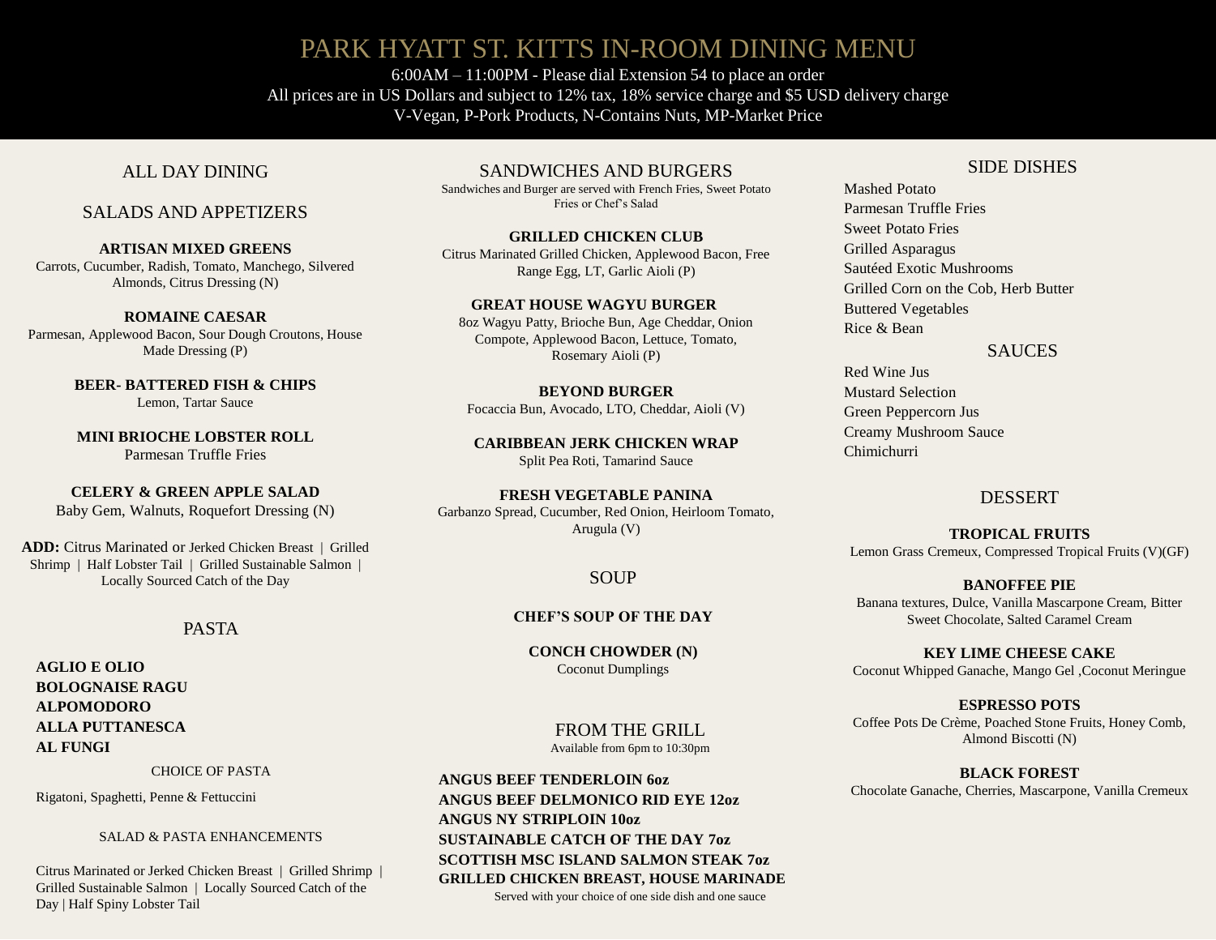# PARK HYATT ST. KITTS IN-ROOM DINING MENU

6:00AM – 11:00PM - Please dial Extension 54 to place an order

All prices are in US Dollars and subject to 12% tax, 18% service charge and $5 USD delivery charge

V-Vegan, P-Pork Products, N-Contains Nuts, MP-Market Price

## ALL DAY DINING

### SALADS AND APPETIZERS

**ARTISAN MIXED GREENS**
Carrots, Cucumber, Radish, Tomato, Manchego, Silvered Almonds, Citrus Dressing (N)

**ROMAINE CAESAR**
Parmesan, Applewood Bacon, Sour Dough Croutons, House Made Dressing (P)

**BEER- BATTERED FISH & CHIPS**
Lemon, Tartar Sauce

**MINI BRIOCHE LOBSTER ROLL**
Parmesan Truffle Fries

**CELERY & GREEN APPLE SALAD**
Baby Gem, Walnuts, Roquefort Dressing (N)

**ADD:** Citrus Marinated or Jerked Chicken Breast | Grilled Shrimp | Half Lobster Tail | Grilled Sustainable Salmon | Locally Sourced Catch of the Day

### PASTA

**AGLIO E OLIO**
**BOLOGNAISE RAGU**
**ALPOMODORO**
**ALLA PUTTANESCA**
**AL FUNGI**

CHOICE OF PASTA

Rigatoni, Spaghetti, Penne & Fettuccini

SALAD & PASTA ENHANCEMENTS

Citrus Marinated or Jerked Chicken Breast | Grilled Shrimp | Grilled Sustainable Salmon | Locally Sourced Catch of the Day | Half Spiny Lobster Tail

### SANDWICHES AND BURGERS

Sandwiches and Burger are served with French Fries, Sweet Potato Fries or Chef's Salad

**GRILLED CHICKEN CLUB**
Citrus Marinated Grilled Chicken, Applewood Bacon, Free Range Egg, LT, Garlic Aioli (P)

**GREAT HOUSE WAGYU BURGER**
8oz Wagyu Patty, Brioche Bun, Age Cheddar, Onion Compote, Applewood Bacon, Lettuce, Tomato, Rosemary Aioli (P)

**BEYOND BURGER**
Focaccia Bun, Avocado, LTO, Cheddar, Aioli (V)

**CARIBBEAN JERK CHICKEN WRAP**
Split Pea Roti, Tamarind Sauce

**FRESH VEGETABLE PANINA**
Garbanzo Spread, Cucumber, Red Onion, Heirloom Tomato, Arugula (V)

### SOUP

**CHEF'S SOUP OF THE DAY**

**CONCH CHOWDER (N)**
Coconut Dumplings

### FROM THE GRILL

Available from 6pm to 10:30pm

**ANGUS BEEF TENDERLOIN 6oz**
**ANGUS BEEF DELMONICO RID EYE 12oz**
**ANGUS NY STRIPLOIN 10oz**
**SUSTAINABLE CATCH OF THE DAY 7oz**
**SCOTTISH MSC ISLAND SALMON STEAK 7oz**
**GRILLED CHICKEN BREAST, HOUSE MARINADE**

Served with your choice of one side dish and one sauce

### SIDE DISHES

- Mashed Potato
- Parmesan Truffle Fries
- Sweet Potato Fries
- Grilled Asparagus
- Sautéed Exotic Mushrooms
- Grilled Corn on the Cob, Herb Butter
- Buttered Vegetables
- Rice & Bean

### SAUCES

- Red Wine Jus
- Mustard Selection
- Green Peppercorn Jus
- Creamy Mushroom Sauce
- Chimichurri

### DESSERT

**TROPICAL FRUITS**
Lemon Grass Cremeux, Compressed Tropical Fruits (V)(GF)

**BANOFFEE PIE**
Banana textures, Dulce, Vanilla Mascarpone Cream, Bitter Sweet Chocolate, Salted Caramel Cream

**KEY LIME CHEESE CAKE**
Coconut Whipped Ganache, Mango Gel ,Coconut Meringue

**ESPRESSO POTS**
Coffee Pots De Crème, Poached Stone Fruits, Honey Comb, Almond Biscotti (N)

**BLACK FOREST**
Chocolate Ganache, Cherries, Mascarpone, Vanilla Cremeux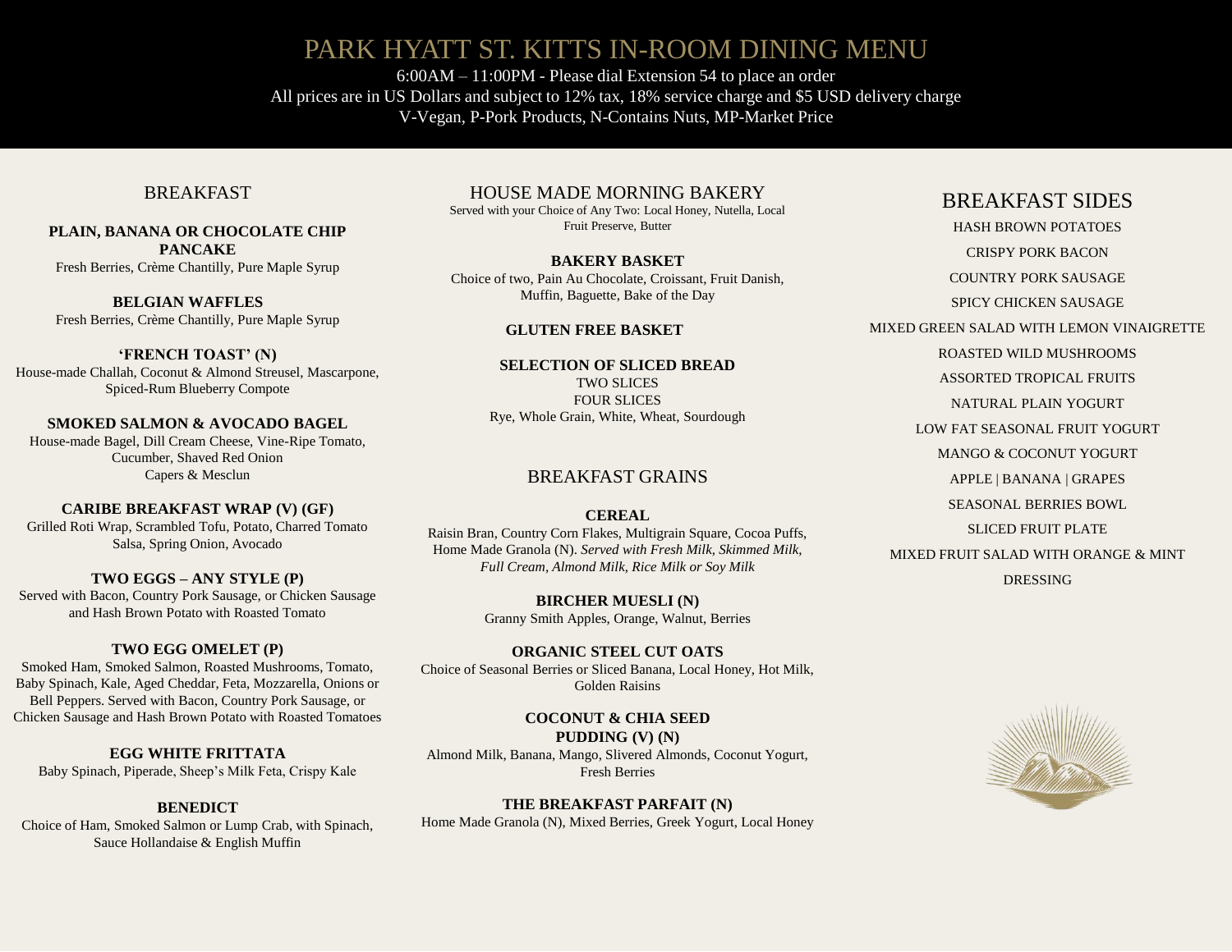# PARK HYATT ST. KITTS IN-ROOM DINING MENU

6:00AM – 11:00PM - Please dial Extension 54 to place an order
All prices are in US Dollars and subject to 12% tax, 18% service charge and $5 USD delivery charge
V-Vegan, P-Pork Products, N-Contains Nuts, MP-Market Price

## BREAKFAST

**PLAIN, BANANA OR CHOCOLATE CHIP PANCAKE**
Fresh Berries, Crème Chantilly, Pure Maple Syrup

**BELGIAN WAFFLES**
Fresh Berries, Crème Chantilly, Pure Maple Syrup

**'FRENCH TOAST' (N)**
House-made Challah, Coconut & Almond Streusel, Mascarpone, Spiced-Rum Blueberry Compote

**SMOKED SALMON & AVOCADO BAGEL**
House-made Bagel, Dill Cream Cheese, Vine-Ripe Tomato, Cucumber, Shaved Red Onion
Capers & Mesclun

**CARIBE BREAKFAST WRAP (V) (GF)**
Grilled Roti Wrap, Scrambled Tofu, Potato, Charred Tomato Salsa, Spring Onion, Avocado

**TWO EGGS – ANY STYLE (P)**
Served with Bacon, Country Pork Sausage, or Chicken Sausage and Hash Brown Potato with Roasted Tomato

**TWO EGG OMELET (P)**
Smoked Ham, Smoked Salmon, Roasted Mushrooms, Tomato, Baby Spinach, Kale, Aged Cheddar, Feta, Mozzarella, Onions or Bell Peppers. Served with Bacon, Country Pork Sausage, or Chicken Sausage and Hash Brown Potato with Roasted Tomatoes

**EGG WHITE FRITTATA**
Baby Spinach, Piperade, Sheep's Milk Feta, Crispy Kale

**BENEDICT**
Choice of Ham, Smoked Salmon or Lump Crab, with Spinach, Sauce Hollandaise & English Muffin

## HOUSE MADE MORNING BAKERY

Served with your Choice of Any Two: Local Honey, Nutella, Local Fruit Preserve, Butter

**BAKERY BASKET**
Choice of two, Pain Au Chocolate, Croissant, Fruit Danish, Muffin, Baguette, Bake of the Day

**GLUTEN FREE BASKET**

**SELECTION OF SLICED BREAD**
TWO SLICES
FOUR SLICES
Rye, Whole Grain, White, Wheat, Sourdough

## BREAKFAST GRAINS

**CEREAL**
Raisin Bran, Country Corn Flakes, Multigrain Square, Cocoa Puffs, Home Made Granola (N). *Served with Fresh Milk, Skimmed Milk, Full Cream, Almond Milk, Rice Milk or Soy Milk*

**BIRCHER MUESLI (N)**
Granny Smith Apples, Orange, Walnut, Berries

**ORGANIC STEEL CUT OATS**
Choice of Seasonal Berries or Sliced Banana, Local Honey, Hot Milk, Golden Raisins

**COCONUT & CHIA SEED PUDDING (V) (N)**
Almond Milk, Banana, Mango, Slivered Almonds, Coconut Yogurt, Fresh Berries

**THE BREAKFAST PARFAIT (N)**
Home Made Granola (N), Mixed Berries, Greek Yogurt, Local Honey

## BREAKFAST SIDES

HASH BROWN POTATOES
CRISPY PORK BACON
COUNTRY PORK SAUSAGE
SPICY CHICKEN SAUSAGE
MIXED GREEN SALAD WITH LEMON VINAIGRETTE
ROASTED WILD MUSHROOMS
ASSORTED TROPICAL FRUITS
NATURAL PLAIN YOGURT
LOW FAT SEASONAL FRUIT YOGURT
MANGO & COCONUT YOGURT
APPLE | BANANA | GRAPES
SEASONAL BERRIES BOWL
SLICED FRUIT PLATE
MIXED FRUIT SALAD WITH ORANGE & MINT DRESSING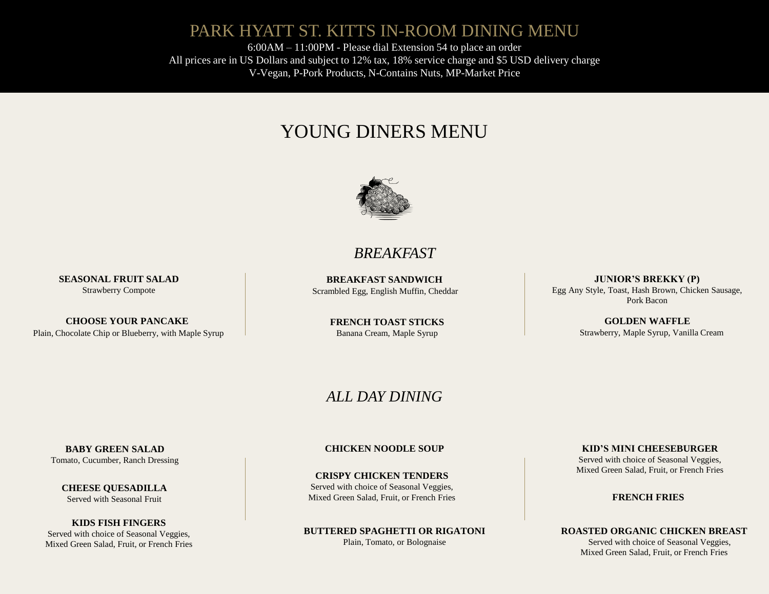# PARK HYATT ST. KITTS IN-ROOM DINING MENU

6:00AM – 11:00PM - Please dial Extension 54 to place an order
All prices are in US Dollars and subject to 12% tax, 18% service charge and $5 USD delivery charge
V-Vegan, P-Pork Products, N-Contains Nuts, MP-Market Price

## YOUNG DINERS MENU

### *BREAKFAST*

**SEASONAL FRUIT SALAD**
Strawberry Compote

**CHOOSE YOUR PANCAKE**
Plain, Chocolate Chip or Blueberry, with Maple Syrup

**BREAKFAST SANDWICH**
Scrambled Egg, English Muffin, Cheddar

**FRENCH TOAST STICKS**
Banana Cream, Maple Syrup

**JUNIOR'S BREKKY (P)**
Egg Any Style, Toast, Hash Brown, Chicken Sausage, Pork Bacon

**GOLDEN WAFFLE**
Strawberry, Maple Syrup, Vanilla Cream

### *ALL DAY DINING*

**BABY GREEN SALAD**
Tomato, Cucumber, Ranch Dressing

**CHEESE QUESADILLA**
Served with Seasonal Fruit

**KIDS FISH FINGERS**
Served with choice of Seasonal Veggies, Mixed Green Salad, Fruit, or French Fries

**CHICKEN NOODLE SOUP**

**CRISPY CHICKEN TENDERS**
Served with choice of Seasonal Veggies, Mixed Green Salad, Fruit, or French Fries

**BUTTERED SPAGHETTI OR RIGATONI**
Plain, Tomato, or Bolognaise

**KID'S MINI CHEESEBURGER**
Served with choice of Seasonal Veggies, Mixed Green Salad, Fruit, or French Fries

**FRENCH FRIES**

**ROASTED ORGANIC CHICKEN BREAST**
Served with choice of Seasonal Veggies, Mixed Green Salad, Fruit, or French Fries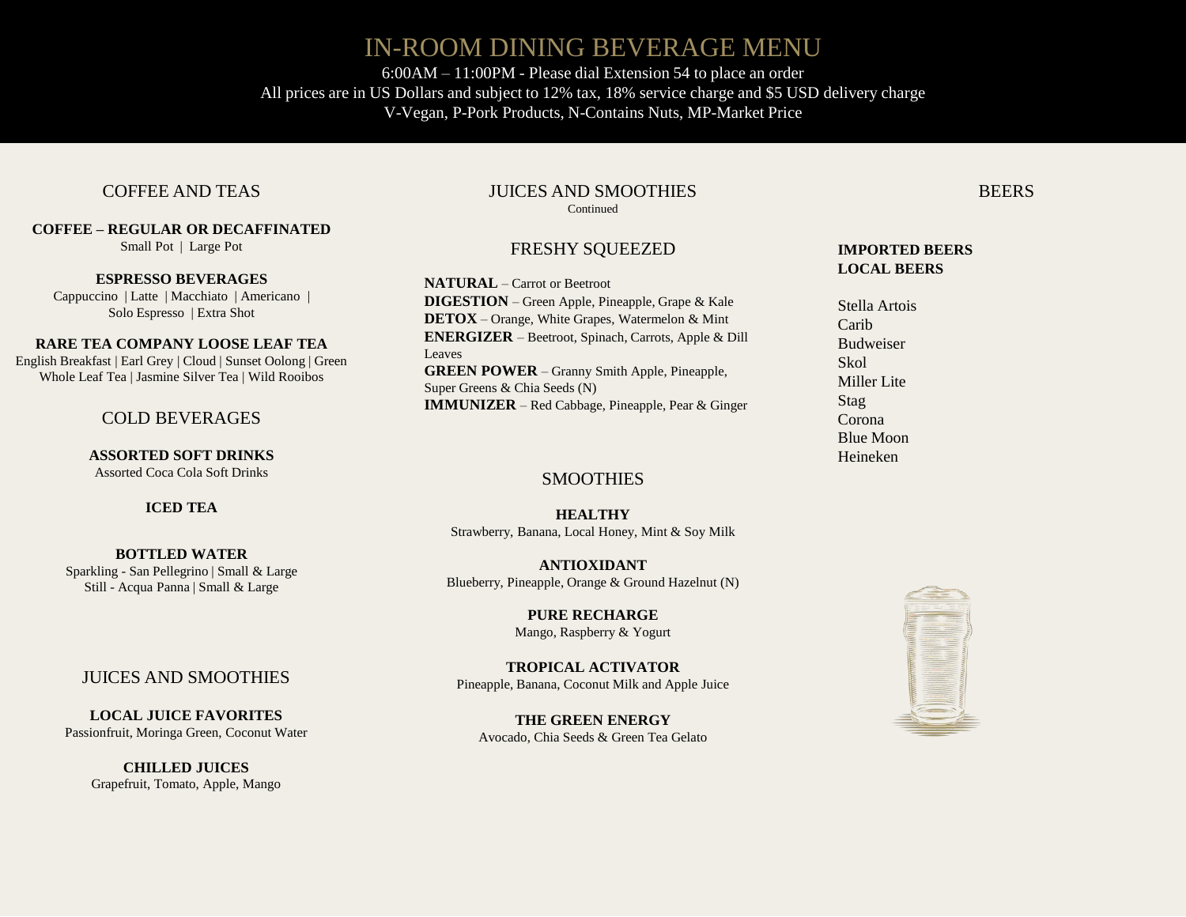# IN-ROOM DINING BEVERAGE MENU

6:00AM – 11:00PM - Please dial Extension 54 to place an order
All prices are in US Dollars and subject to 12% tax, 18% service charge and $5 USD delivery charge
V-Vegan, P-Pork Products, N-Contains Nuts, MP-Market Price

## COFFEE AND TEAS

**COFFEE – REGULAR OR DECAFFINATED**
Small Pot | Large Pot

**ESPRESSO BEVERAGES**
Cappuccino | Latte | Macchiato | Americano | Solo Espresso | Extra Shot

**RARE TEA COMPANY LOOSE LEAF TEA**
English Breakfast | Earl Grey | Cloud | Sunset Oolong | Green Whole Leaf Tea | Jasmine Silver Tea | Wild Rooibos

## COLD BEVERAGES

**ASSORTED SOFT DRINKS**
Assorted Coca Cola Soft Drinks

**ICED TEA**

**BOTTLED WATER**
Sparkling - San Pellegrino | Small & Large
Still - Acqua Panna | Small & Large

## JUICES AND SMOOTHIES

**LOCAL JUICE FAVORITES**
Passionfruit, Moringa Green, Coconut Water

**CHILLED JUICES**
Grapefruit, Tomato, Apple, Mango

## JUICES AND SMOOTHIES
Continued

### FRESHY SQUEEZED

**NATURAL** – Carrot or Beetroot
**DIGESTION** – Green Apple, Pineapple, Grape & Kale
**DETOX** – Orange, White Grapes, Watermelon & Mint
**ENERGIZER** – Beetroot, Spinach, Carrots, Apple & Dill Leaves
**GREEN POWER** – Granny Smith Apple, Pineapple, Super Greens & Chia Seeds (N)
**IMMUNIZER** – Red Cabbage, Pineapple, Pear & Ginger

### SMOOTHIES

**HEALTHY**
Strawberry, Banana, Local Honey, Mint & Soy Milk

**ANTIOXIDANT**
Blueberry, Pineapple, Orange & Ground Hazelnut (N)

**PURE RECHARGE**
Mango, Raspberry & Yogurt

**TROPICAL ACTIVATOR**
Pineapple, Banana, Coconut Milk and Apple Juice

**THE GREEN ENERGY**
Avocado, Chia Seeds & Green Tea Gelato

## BEERS

**IMPORTED BEERS**
**LOCAL BEERS**

Stella Artois
Carib
Budweiser
Skol
Miller Lite
Stag
Corona
Blue Moon
Heineken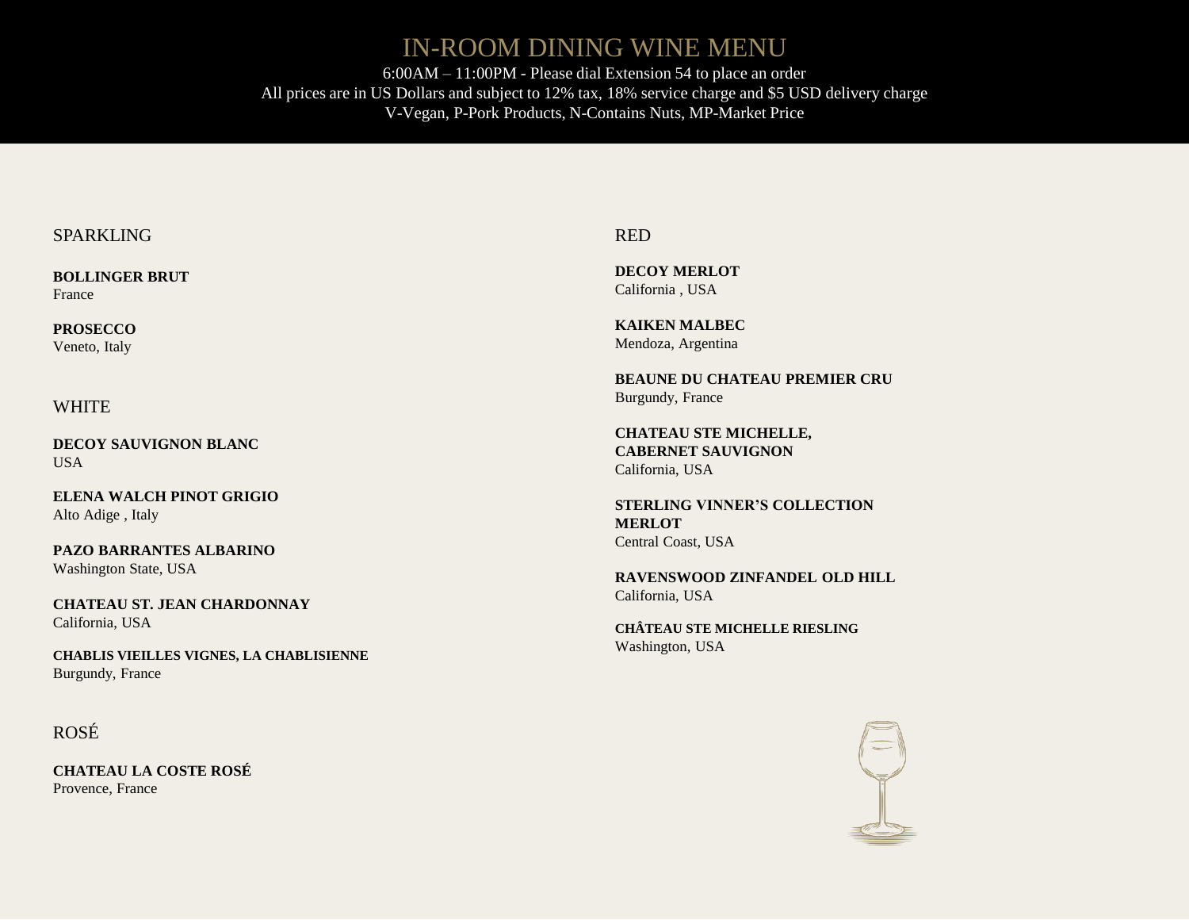# IN-ROOM DINING WINE MENU

6:00AM – 11:00PM - Please dial Extension 54 to place an order
All prices are in US Dollars and subject to 12% tax, 18% service charge and $5 USD delivery charge
V-Vegan, P-Pork Products, N-Contains Nuts, MP-Market Price

## SPARKLING

**BOLLINGER BRUT**
France

**PROSECCO**
Veneto, Italy

## WHITE

**DECOY SAUVIGNON BLANC**
USA

**ELENA WALCH PINOT GRIGIO**
Alto Adige , Italy

**PAZO BARRANTES ALBARINO**
Washington State, USA

**CHATEAU ST. JEAN CHARDONNAY**
California, USA

**CHABLIS VIEILLES VIGNES, LA CHABLISIENNE**
Burgundy, France

## ROSÉ

**CHATEAU LA COSTE ROSÉ**
Provence, France

## RED

**DECOY MERLOT**
California , USA

**KAIKEN MALBEC**
Mendoza, Argentina

**BEAUNE DU CHATEAU PREMIER CRU**
Burgundy, France

**CHATEAU STE MICHELLE, CABERNET SAUVIGNON**
California, USA

**STERLING VINNER'S COLLECTION MERLOT**
Central Coast, USA

**RAVENSWOOD ZINFANDEL OLD HILL**
California, USA

**CHÂTEAU STE MICHELLE RIESLING**
Washington, USA